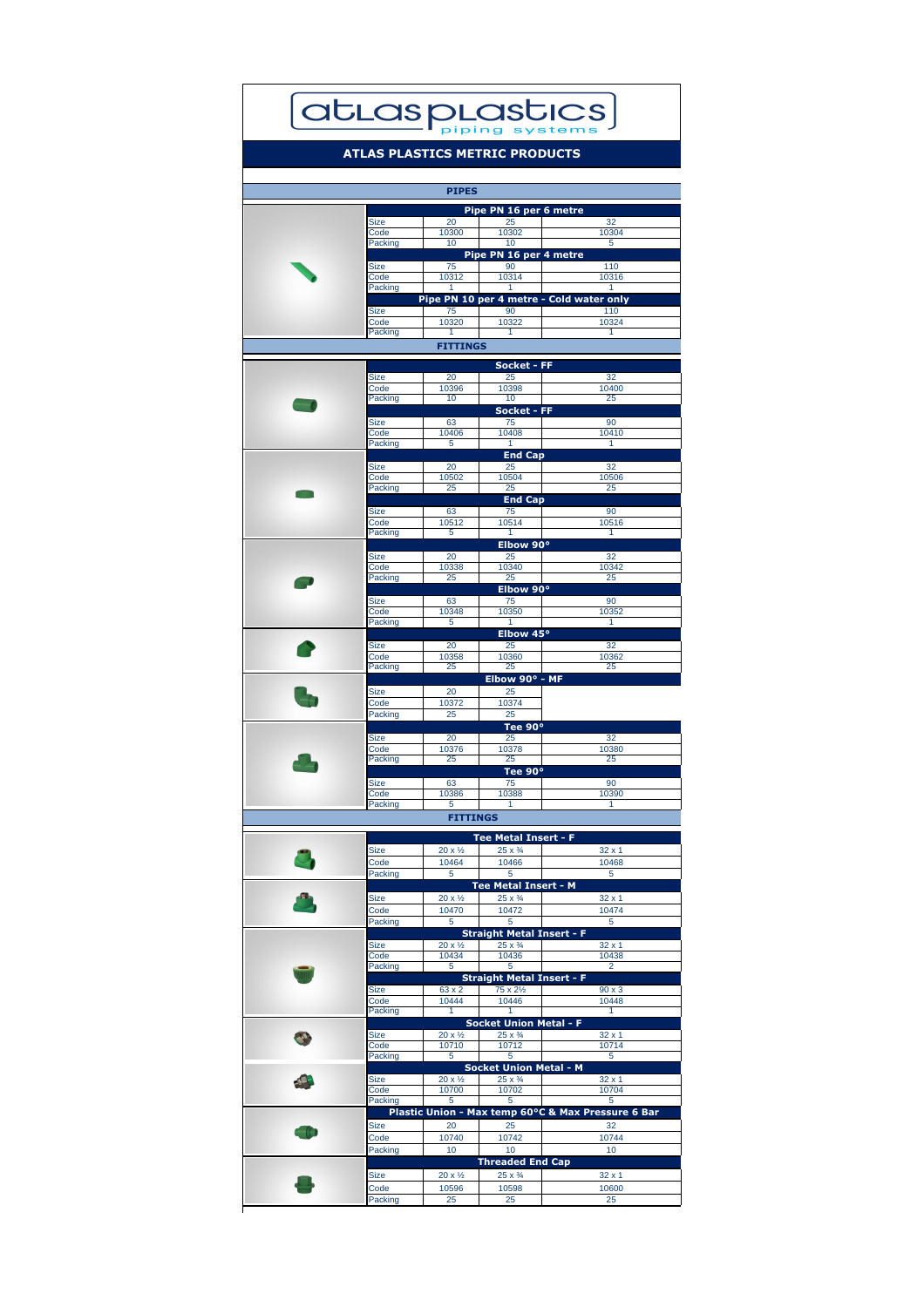# atlas plastics
piping systems

## ATLAS PLASTICS METRIC PRODUCTS

### PIPES

**Pipe PN 16 per 6 metre**

| Size | 20 | 25 | 32 |
|---|---|---|---|
| Code | 10300 | 10302 | 10304 |
| Packing | 10 | 10 | 5 |

**Pipe PN 16 per 4 metre**

| Size | 75 | 90 | 110 |
|---|---|---|---|
| Code | 10312 | 10314 | 10316 |
| Packing | 1 | 1 | 1 |

**Pipe PN 10 per 4 metre - Cold water only**

| Size | 75 | 90 | 110 |
|---|---|---|---|
| Code | 10320 | 10322 | 10324 |
| Packing | 1 | 1 | 1 |

### FITTINGS

**Socket - FF**

| Size | 20 | 25 | 32 |
|---|---|---|---|
| Code | 10396 | 10398 | 10400 |
| Packing | 10 | 10 | 25 |

**Socket - FF**

| Size | 63 | 75 | 90 |
|---|---|---|---|
| Code | 10406 | 10408 | 10410 |
| Packing | 5 | 1 | 1 |

**End Cap**

| Size | 20 | 25 | 32 |
|---|---|---|---|
| Code | 10502 | 10504 | 10506 |
| Packing | 25 | 25 | 25 |

**End Cap**

| Size | 63 | 75 | 90 |
|---|---|---|---|
| Code | 10512 | 10514 | 10516 |
| Packing | 5 | 1 | 1 |

**Elbow 90°**

| Size | 20 | 25 | 32 |
|---|---|---|---|
| Code | 10338 | 10340 | 10342 |
| Packing | 25 | 25 | 25 |

**Elbow 90°**

| Size | 63 | 75 | 90 |
|---|---|---|---|
| Code | 10348 | 10350 | 10352 |
| Packing | 5 | 1 | 1 |

**Elbow 45°**

| Size | 20 | 25 | 32 |
|---|---|---|---|
| Code | 10358 | 10360 | 10362 |
| Packing | 25 | 25 | 25 |

**Elbow 90° - MF**

| Size | 20 | 25 |
|---|---|---|
| Code | 10372 | 10374 |
| Packing | 25 | 25 |

**Tee 90°**

| Size | 20 | 25 | 32 |
|---|---|---|---|
| Code | 10376 | 10378 | 10380 |
| Packing | 25 | 25 | 25 |

**Tee 90°**

| Size | 63 | 75 | 90 |
|---|---|---|---|
| Code | 10386 | 10388 | 10390 |
| Packing | 5 | 1 | 1 |

### FITTINGS

**Tee Metal Insert - F**

| Size | 20 x ½ | 25 x ¾ | 32 x 1 |
|---|---|---|---|
| Code | 10464 | 10466 | 10468 |
| Packing | 5 | 5 | 5 |

**Tee Metal Insert - M**

| Size | 20 x ½ | 25 x ¾ | 32 x 1 |
|---|---|---|---|
| Code | 10470 | 10472 | 10474 |
| Packing | 5 | 5 | 5 |

**Straight Metal Insert - F**

| Size | 20 x ½ | 25 x ¾ | 32 x 1 |
|---|---|---|---|
| Code | 10434 | 10436 | 10438 |
| Packing | 5 | 5 | 2 |

**Straight Metal Insert - F**

| Size | 63 x 2 | 75 x 2½ | 90 x 3 |
|---|---|---|---|
| Code | 10444 | 10446 | 10448 |
| Packing | 1 | 1 | 1 |

**Socket Union Metal - F**

| Size | 20 x ½ | 25 x ¾ | 32 x 1 |
|---|---|---|---|
| Code | 10710 | 10712 | 10714 |
| Packing | 5 | 5 | 5 |

**Socket Union Metal - M**

| Size | 20 x ½ | 25 x ¾ | 32 x 1 |
|---|---|---|---|
| Code | 10700 | 10702 | 10704 |
| Packing | 5 | 5 | 5 |

**Plastic Union - Max temp 60°C & Max Pressure 6 Bar**

| Size | 20 | 25 | 32 |
|---|---|---|---|
| Code | 10740 | 10742 | 10744 |
| Packing | 10 | 10 | 10 |

**Threaded End Cap**

| Size | 20 x ½ | 25 x ¾ | 32 x 1 |
|---|---|---|---|
| Code | 10596 | 10598 | 10600 |
| Packing | 25 | 25 | 25 |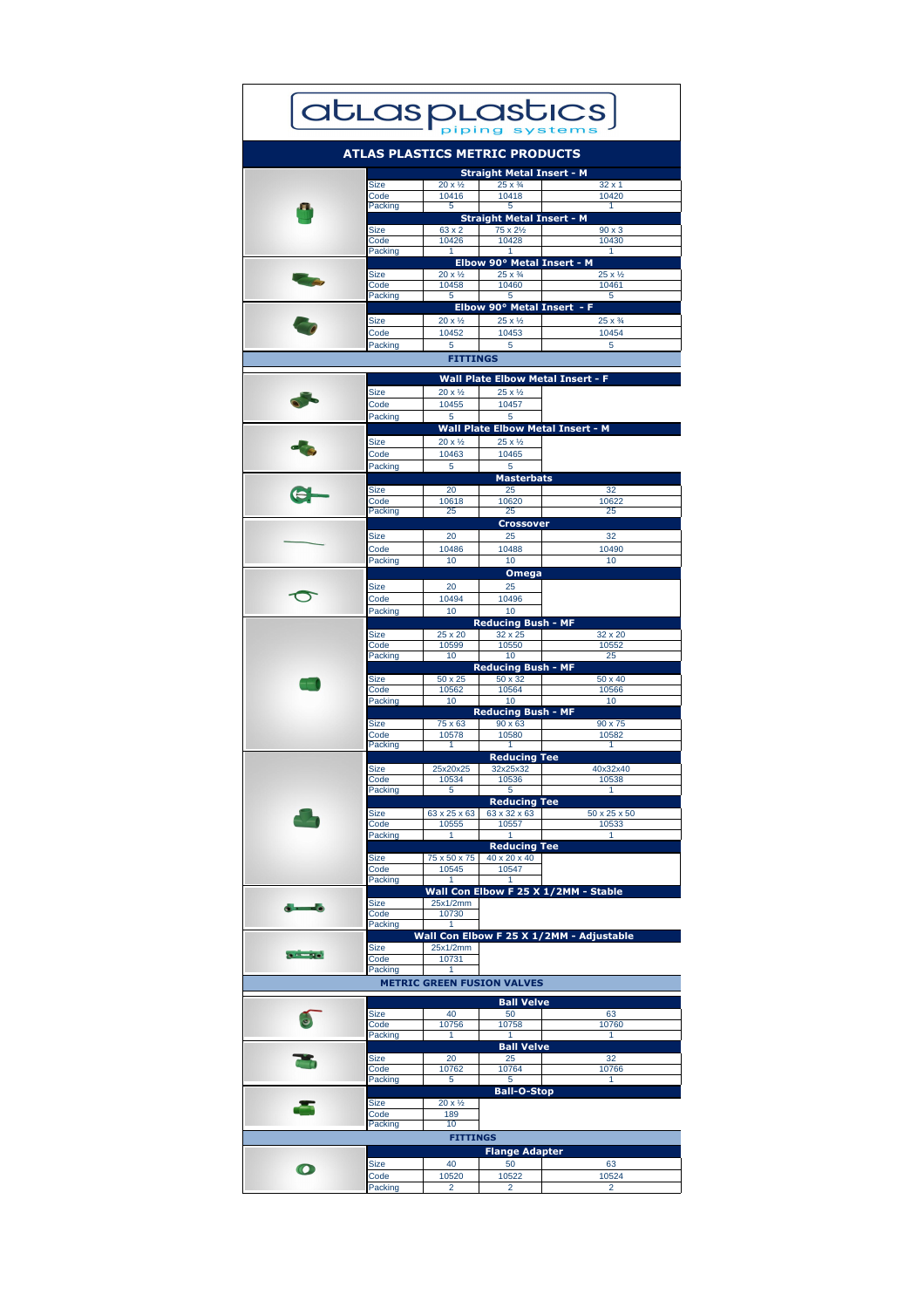# atlas plastics piping systems

## ATLAS PLASTICS METRIC PRODUCTS

### Straight Metal Insert - M

| Size | 20 x ½ | 25 x ¾ | 32 x 1 |
|---|---|---|---|
| Code | 10416 | 10418 | 10420 |
| Packing | 5 | 5 | 1 |

### Straight Metal Insert - M

| Size | 63 x 2 | 75 x 2½ | 90 x 3 |
|---|---|---|---|
| Code | 10426 | 10428 | 10430 |
| Packing | 1 | 1 | 1 |

### Elbow 90° Metal Insert - M

| Size | 20 x ½ | 25 x ¾ | 25 x ½ |
|---|---|---|---|
| Code | 10458 | 10460 | 10461 |
| Packing | 5 | 5 | 5 |

### Elbow 90° Metal Insert - F

| Size | 20 x ½ | 25 x ½ | 25 x ¾ |
|---|---|---|---|
| Code | 10452 | 10453 | 10454 |
| Packing | 5 | 5 | 5 |

## FITTINGS

### Wall Plate Elbow Metal Insert - F

| Size | 20 x ½ | 25 x ½ |
|---|---|---|
| Code | 10455 | 10457 |
| Packing | 5 | 5 |

### Wall Plate Elbow Metal Insert - M

| Size | 20 x ½ | 25 x ½ |
|---|---|---|
| Code | 10463 | 10465 |
| Packing | 5 | 5 |

### Masterbats

| Size | 20 | 25 | 32 |
|---|---|---|---|
| Code | 10618 | 10620 | 10622 |
| Packing | 25 | 25 | 25 |

### Crossover

| Size | 20 | 25 | 32 |
|---|---|---|---|
| Code | 10486 | 10488 | 10490 |
| Packing | 10 | 10 | 10 |

### Omega

| Size | 20 | 25 |
|---|---|---|
| Code | 10494 | 10496 |
| Packing | 10 | 10 |

### Reducing Bush - MF

| Size | 25 x 20 | 32 x 25 | 32 x 20 |
|---|---|---|---|
| Code | 10599 | 10550 | 10552 |
| Packing | 10 | 10 | 25 |

### Reducing Bush - MF

| Size | 50 x 25 | 50 x 32 | 50 x 40 |
|---|---|---|---|
| Code | 10562 | 10564 | 10566 |
| Packing | 10 | 10 | 10 |

### Reducing Bush - MF

| Size | 75 x 63 | 90 x 63 | 90 x 75 |
|---|---|---|---|
| Code | 10578 | 10580 | 10582 |
| Packing | 1 | 1 | 1 |

### Reducing Tee

| Size | 25x20x25 | 32x25x32 | 40x32x40 |
|---|---|---|---|
| Code | 10534 | 10536 | 10538 |
| Packing | 5 | 5 | 1 |

### Reducing Tee

| Size | 63 x 25 x 63 | 63 x 32 x 63 | 50 x 25 x 50 |
|---|---|---|---|
| Code | 10555 | 10557 | 10533 |
| Packing | 1 | 1 | 1 |

### Reducing Tee

| Size | 75 x 50 x 75 | 40 x 20 x 40 |
|---|---|---|
| Code | 10545 | 10547 |
| Packing | 1 | 1 |

### Wall Con Elbow F 25 X 1/2MM - Stable

| Size | 25x1/2mm |
|---|---|
| Code | 10730 |
| Packing | 1 |

### Wall Con Elbow F 25 X 1/2MM - Adjustable

| Size | 25x1/2mm |
|---|---|
| Code | 10731 |
| Packing | 1 |

## METRIC GREEN FUSION VALVES

### Ball Velve

| Size | 40 | 50 | 63 |
|---|---|---|---|
| Code | 10756 | 10758 | 10760 |
| Packing | 1 | 1 | 1 |

### Ball Velve

| Size | 20 | 25 | 32 |
|---|---|---|---|
| Code | 10762 | 10764 | 10766 |
| Packing | 5 | 5 | 1 |

### Ball-O-Stop

| Size | 20 x ½ |
|---|---|
| Code | 189 |
| Packing | 10 |

## FITTINGS

### Flange Adapter

| Size | 40 | 50 | 63 |
|---|---|---|---|
| Code | 10520 | 10522 | 10524 |
| Packing | 2 | 2 | 2 |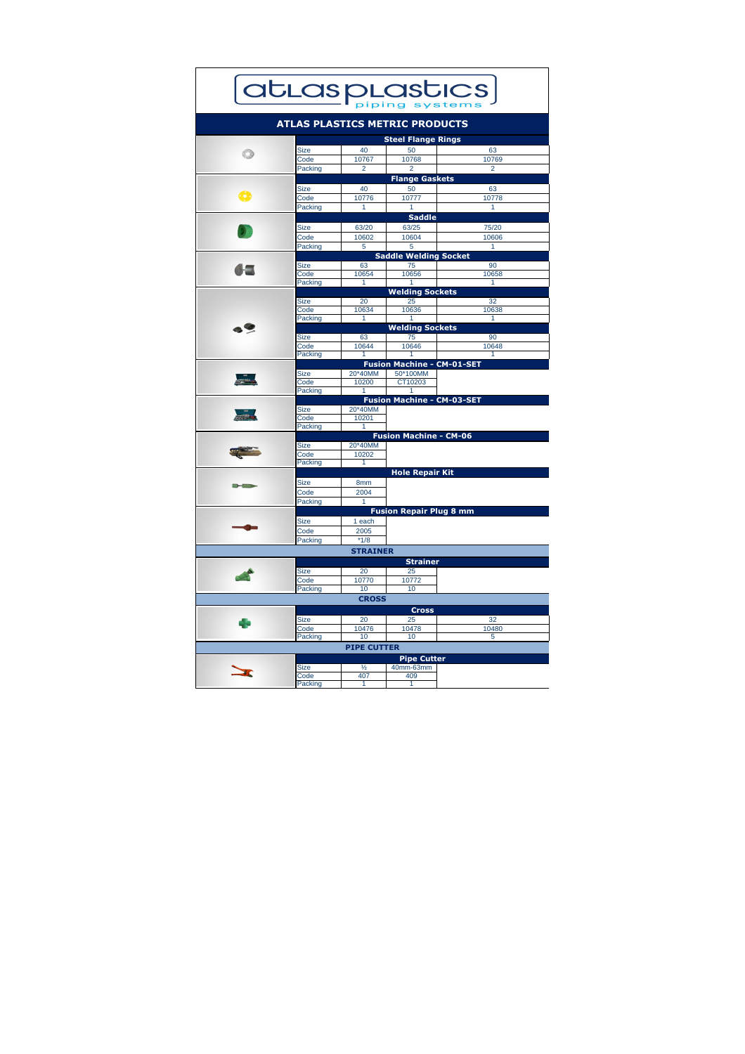# ATLAS PLASTICS METRIC PRODUCTS

### Steel Flange Rings

| | | | |
|---|---|---|---|
| Size | 40 | 50 | 63 |
| Code | 10767 | 10768 | 10769 |
| Packing | 2 | 2 | 2 |

### Flange Gaskets

| | | | |
|---|---|---|---|
| Size | 40 | 50 | 63 |
| Code | 10776 | 10777 | 10778 |
| Packing | 1 | 1 | 1 |

### Saddle

| | | | |
|---|---|---|---|
| Size | 63/20 | 63/25 | 75/20 |
| Code | 10602 | 10604 | 10606 |
| Packing | 5 | 5 | 1 |

### Saddle Welding Socket

| | | | |
|---|---|---|---|
| Size | 63 | 75 | 90 |
| Code | 10654 | 10656 | 10658 |
| Packing | 1 | 1 | 1 |

### Welding Sockets

| | | | |
|---|---|---|---|
| Size | 20 | 25 | 32 |
| Code | 10634 | 10636 | 10638 |
| Packing | 1 | 1 | 1 |

### Welding Sockets

| | | | |
|---|---|---|---|
| Size | 63 | 75 | 90 |
| Code | 10644 | 10646 | 10648 |
| Packing | 1 | 1 | 1 |

### Fusion Machine - CM-01-SET

| | | |
|---|---|---|
| Size | 20*40MM | 50*100MM |
| Code | 10200 | CT10203 |
| Packing | 1 | 1 |

### Fusion Machine - CM-03-SET

| | |
|---|---|
| Size | 20*40MM |
| Code | 10201 |
| Packing | 1 |

### Fusion Machine - CM-06

| | |
|---|---|
| Size | 20*40MM |
| Code | 10202 |
| Packing | 1 |

### Hole Repair Kit

| | |
|---|---|
| Size | 8mm |
| Code | 2004 |
| Packing | 1 |

### Fusion Repair Plug 8 mm

| | |
|---|---|
| Size | 1 each |
| Code | 2005 |
| Packing | *1/8 |

## STRAINER

### Strainer

| | | |
|---|---|---|
| Size | 20 | 25 |
| Code | 10770 | 10772 |
| Packing | 10 | 10 |

## CROSS

### Cross

| | | | |
|---|---|---|---|
| Size | 20 | 25 | 32 |
| Code | 10476 | 10478 | 10480 |
| Packing | 10 | 10 | 5 |

## PIPE CUTTER

### Pipe Cutter

| | | |
|---|---|---|
| Size | ½ | 40mm-63mm |
| Code | 407 | 409 |
| Packing | 1 | 1 |